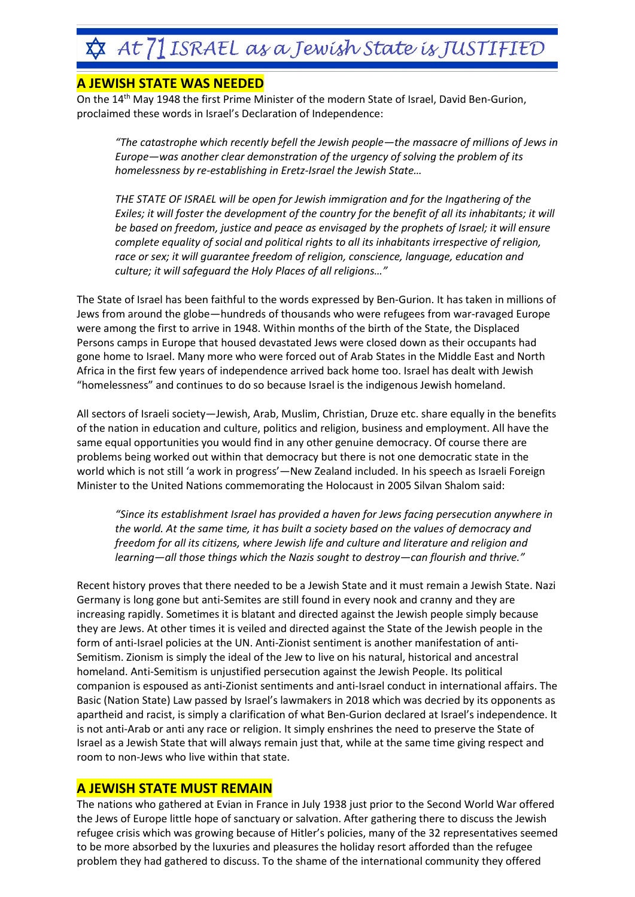# ✡ At 71 ISRAEL as a Jewish State is JUSTIFIED

## A JEWISH STATE WAS NEEDED

On the 14th May 1948 the first Prime Minister of the modern State of Israel, David Ben-Gurion, proclaimed these words in Israel's Declaration of Independence:

> *"The catastrophe which recently befell the Jewish people—the massacre of millions of Jews in Europe—was another clear demonstration of the urgency of solving the problem of its homelessness by re-establishing in Eretz-Israel the Jewish State…*
>
> *THE STATE OF ISRAEL will be open for Jewish immigration and for the Ingathering of the Exiles; it will foster the development of the country for the benefit of all its inhabitants; it will be based on freedom, justice and peace as envisaged by the prophets of Israel; it will ensure complete equality of social and political rights to all its inhabitants irrespective of religion, race or sex; it will guarantee freedom of religion, conscience, language, education and culture; it will safeguard the Holy Places of all religions…"*

The State of Israel has been faithful to the words expressed by Ben-Gurion. It has taken in millions of Jews from around the globe—hundreds of thousands who were refugees from war-ravaged Europe were among the first to arrive in 1948. Within months of the birth of the State, the Displaced Persons camps in Europe that housed devastated Jews were closed down as their occupants had gone home to Israel. Many more who were forced out of Arab States in the Middle East and North Africa in the first few years of independence arrived back home too. Israel has dealt with Jewish "homelessness" and continues to do so because Israel is the indigenous Jewish homeland.

All sectors of Israeli society—Jewish, Arab, Muslim, Christian, Druze etc. share equally in the benefits of the nation in education and culture, politics and religion, business and employment. All have the same equal opportunities you would find in any other genuine democracy. Of course there are problems being worked out within that democracy but there is not one democratic state in the world which is not still 'a work in progress'—New Zealand included. In his speech as Israeli Foreign Minister to the United Nations commemorating the Holocaust in 2005 Silvan Shalom said:

> *"Since its establishment Israel has provided a haven for Jews facing persecution anywhere in the world. At the same time, it has built a society based on the values of democracy and freedom for all its citizens, where Jewish life and culture and literature and religion and learning—all those things which the Nazis sought to destroy—can flourish and thrive."*

Recent history proves that there needed to be a Jewish State and it must remain a Jewish State. Nazi Germany is long gone but anti-Semites are still found in every nook and cranny and they are increasing rapidly. Sometimes it is blatant and directed against the Jewish people simply because they are Jews. At other times it is veiled and directed against the State of the Jewish people in the form of anti-Israel policies at the UN. Anti-Zionist sentiment is another manifestation of anti-Semitism. Zionism is simply the ideal of the Jew to live on his natural, historical and ancestral homeland. Anti-Semitism is unjustified persecution against the Jewish People. Its political companion is espoused as anti-Zionist sentiments and anti-Israel conduct in international affairs. The Basic (Nation State) Law passed by Israel's lawmakers in 2018 which was decried by its opponents as apartheid and racist, is simply a clarification of what Ben-Gurion declared at Israel's independence. It is not anti-Arab or anti any race or religion. It simply enshrines the need to preserve the State of Israel as a Jewish State that will always remain just that, while at the same time giving respect and room to non-Jews who live within that state.

## A JEWISH STATE MUST REMAIN

The nations who gathered at Evian in France in July 1938 just prior to the Second World War offered the Jews of Europe little hope of sanctuary or salvation. After gathering there to discuss the Jewish refugee crisis which was growing because of Hitler's policies, many of the 32 representatives seemed to be more absorbed by the luxuries and pleasures the holiday resort afforded than the refugee problem they had gathered to discuss. To the shame of the international community they offered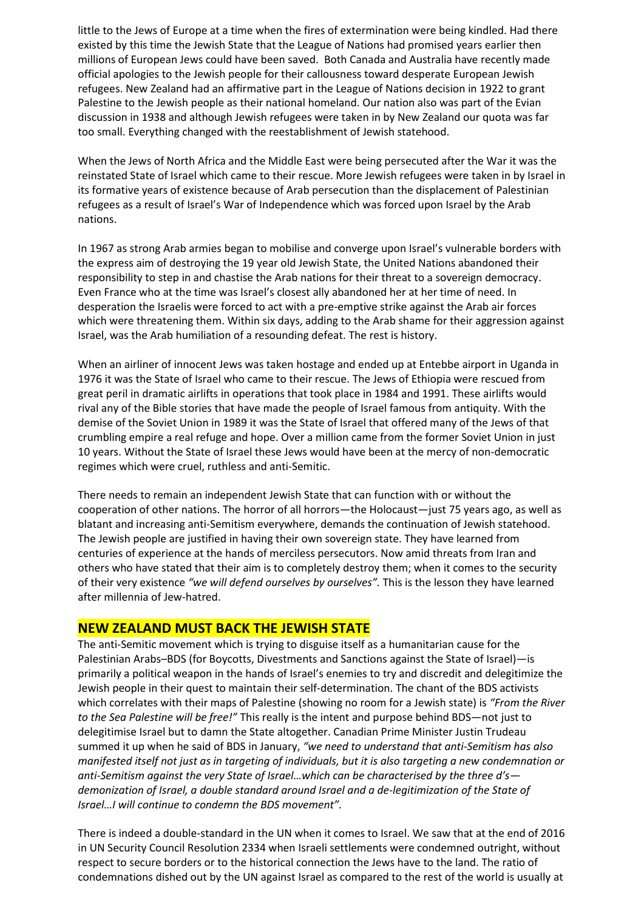little to the Jews of Europe at a time when the fires of extermination were being kindled. Had there existed by this time the Jewish State that the League of Nations had promised years earlier then millions of European Jews could have been saved. Both Canada and Australia have recently made official apologies to the Jewish people for their callousness toward desperate European Jewish refugees. New Zealand had an affirmative part in the League of Nations decision in 1922 to grant Palestine to the Jewish people as their national homeland. Our nation also was part of the Evian discussion in 1938 and although Jewish refugees were taken in by New Zealand our quota was far too small. Everything changed with the reestablishment of Jewish statehood.

When the Jews of North Africa and the Middle East were being persecuted after the War it was the reinstated State of Israel which came to their rescue. More Jewish refugees were taken in by Israel in its formative years of existence because of Arab persecution than the displacement of Palestinian refugees as a result of Israel's War of Independence which was forced upon Israel by the Arab nations.

In 1967 as strong Arab armies began to mobilise and converge upon Israel's vulnerable borders with the express aim of destroying the 19 year old Jewish State, the United Nations abandoned their responsibility to step in and chastise the Arab nations for their threat to a sovereign democracy. Even France who at the time was Israel's closest ally abandoned her at her time of need. In desperation the Israelis were forced to act with a pre-emptive strike against the Arab air forces which were threatening them. Within six days, adding to the Arab shame for their aggression against Israel, was the Arab humiliation of a resounding defeat. The rest is history.

When an airliner of innocent Jews was taken hostage and ended up at Entebbe airport in Uganda in 1976 it was the State of Israel who came to their rescue. The Jews of Ethiopia were rescued from great peril in dramatic airlifts in operations that took place in 1984 and 1991. These airlifts would rival any of the Bible stories that have made the people of Israel famous from antiquity. With the demise of the Soviet Union in 1989 it was the State of Israel that offered many of the Jews of that crumbling empire a real refuge and hope. Over a million came from the former Soviet Union in just 10 years. Without the State of Israel these Jews would have been at the mercy of non-democratic regimes which were cruel, ruthless and anti-Semitic.

There needs to remain an independent Jewish State that can function with or without the cooperation of other nations. The horror of all horrors—the Holocaust—just 75 years ago, as well as blatant and increasing anti-Semitism everywhere, demands the continuation of Jewish statehood. The Jewish people are justified in having their own sovereign state. They have learned from centuries of experience at the hands of merciless persecutors. Now amid threats from Iran and others who have stated that their aim is to completely destroy them; when it comes to the security of their very existence *"we will defend ourselves by ourselves"*. This is the lesson they have learned after millennia of Jew-hatred.

## NEW ZEALAND MUST BACK THE JEWISH STATE

The anti-Semitic movement which is trying to disguise itself as a humanitarian cause for the Palestinian Arabs–BDS (for Boycotts, Divestments and Sanctions against the State of Israel)—is primarily a political weapon in the hands of Israel's enemies to try and discredit and delegitimize the Jewish people in their quest to maintain their self-determination. The chant of the BDS activists which correlates with their maps of Palestine (showing no room for a Jewish state) is *"From the River to the Sea Palestine will be free!"* This really is the intent and purpose behind BDS—not just to delegitimise Israel but to damn the State altogether. Canadian Prime Minister Justin Trudeau summed it up when he said of BDS in January, *"we need to understand that anti-Semitism has also manifested itself not just as in targeting of individuals, but it is also targeting a new condemnation or anti-Semitism against the very State of Israel…which can be characterised by the three d's—demonization of Israel, a double standard around Israel and a de-legitimization of the State of Israel…I will continue to condemn the BDS movement".*

There is indeed a double-standard in the UN when it comes to Israel. We saw that at the end of 2016 in UN Security Council Resolution 2334 when Israeli settlements were condemned outright, without respect to secure borders or to the historical connection the Jews have to the land. The ratio of condemnations dished out by the UN against Israel as compared to the rest of the world is usually at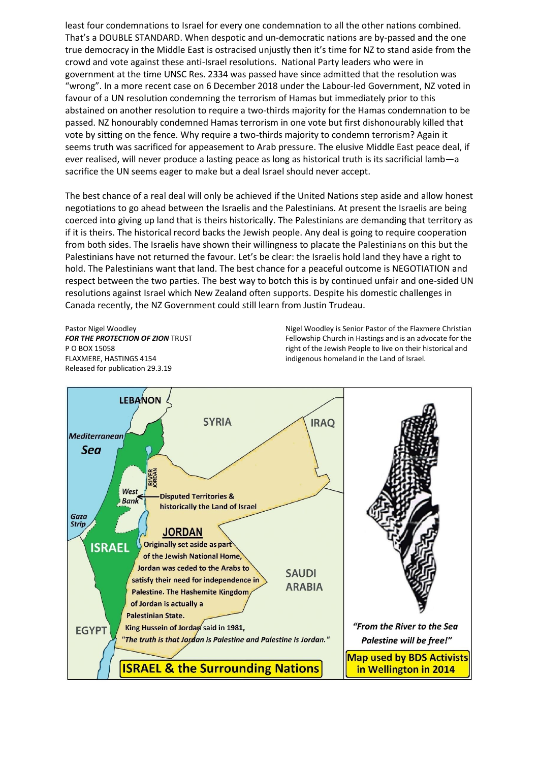least four condemnations to Israel for every one condemnation to all the other nations combined. That's a DOUBLE STANDARD. When despotic and un-democratic nations are by-passed and the one true democracy in the Middle East is ostracised unjustly then it's time for NZ to stand aside from the crowd and vote against these anti-Israel resolutions. National Party leaders who were in government at the time UNSC Res. 2334 was passed have since admitted that the resolution was "wrong". In a more recent case on 6 December 2018 under the Labour-led Government, NZ voted in favour of a UN resolution condemning the terrorism of Hamas but immediately prior to this abstained on another resolution to require a two-thirds majority for the Hamas condemnation to be passed. NZ honourably condemned Hamas terrorism in one vote but first dishonourably killed that vote by sitting on the fence. Why require a two-thirds majority to condemn terrorism? Again it seems truth was sacrificed for appeasement to Arab pressure. The elusive Middle East peace deal, if ever realised, will never produce a lasting peace as long as historical truth is its sacrificial lamb—a sacrifice the UN seems eager to make but a deal Israel should never accept.

The best chance of a real deal will only be achieved if the United Nations step aside and allow honest negotiations to go ahead between the Israelis and the Palestinians. At present the Israelis are being coerced into giving up land that is theirs historically. The Palestinians are demanding that territory as if it is theirs. The historical record backs the Jewish people. Any deal is going to require cooperation from both sides. The Israelis have shown their willingness to placate the Palestinians on this but the Palestinians have not returned the favour. Let's be clear: the Israelis hold land they have a right to hold. The Palestinians want that land. The best chance for a peaceful outcome is NEGOTIATION and respect between the two parties. The best way to botch this is by continued unfair and one-sided UN resolutions against Israel which New Zealand often supports. Despite his domestic challenges in Canada recently, the NZ Government could still learn from Justin Trudeau.

Pastor Nigel Woodley
***FOR THE PROTECTION OF ZION*** TRUST
P O BOX 15058
FLAXMERE, HASTINGS 4154
Released for publication 29.3.19

Nigel Woodley is Senior Pastor of the Flaxmere Christian Fellowship Church in Hastings and is an advocate for the right of the Jewish People to live on their historical and indigenous homeland in the Land of Israel.

LEBANON
SYRIA
IRAQ
*Mediterranean Sea*
RIVER JORDAN
*West Bank*
Disputed Territories & historically the Land of Israel
*Gaza Strip*
ISRAEL
JORDAN
Originally set aside as part of the Jewish National Home, Jordan was ceded to the Arabs to satisfy their need for independence in Palestine. The Hashemite Kingdom of Jordan is actually a Palestinian State.
King Hussein of Jordan said in 1981,
*"The truth is that Jordan is Palestine and Palestine is Jordan."*
SAUDI ARABIA
EGYPT
**ISRAEL & the Surrounding Nations**

*"From the River to the Sea Palestine will be free!"*
**Map used by BDS Activists in Wellington in 2014**